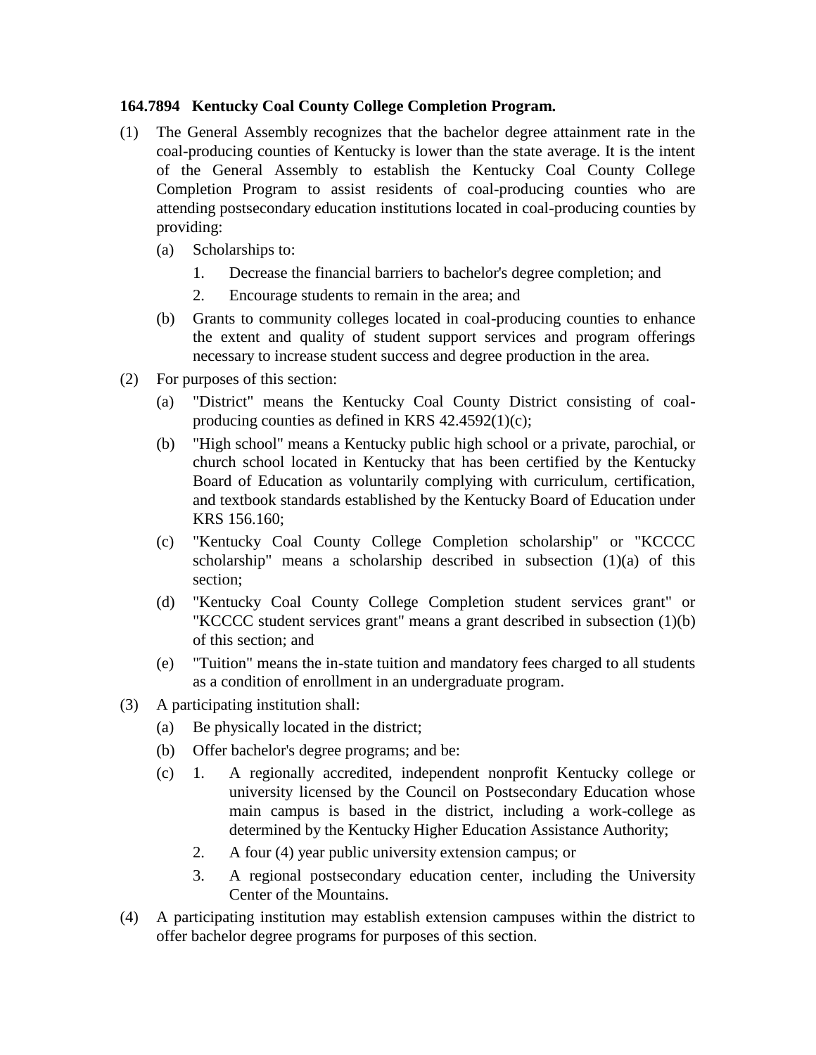**164.7894 Kentucky Coal County College Completion Program.**

(1) The General Assembly recognizes that the bachelor degree attainment rate in the coal-producing counties of Kentucky is lower than the state average. It is the intent of the General Assembly to establish the Kentucky Coal County College Completion Program to assist residents of coal-producing counties who are attending postsecondary education institutions located in coal-producing counties by providing:

  (a) Scholarships to:

    1. Decrease the financial barriers to bachelor's degree completion; and

    2. Encourage students to remain in the area; and

  (b) Grants to community colleges located in coal-producing counties to enhance the extent and quality of student support services and program offerings necessary to increase student success and degree production in the area.

(2) For purposes of this section:

  (a) "District" means the Kentucky Coal County District consisting of coal-producing counties as defined in KRS 42.4592(1)(c);

  (b) "High school" means a Kentucky public high school or a private, parochial, or church school located in Kentucky that has been certified by the Kentucky Board of Education as voluntarily complying with curriculum, certification, and textbook standards established by the Kentucky Board of Education under KRS 156.160;

  (c) "Kentucky Coal County College Completion scholarship" or "KCCCC scholarship" means a scholarship described in subsection (1)(a) of this section;

  (d) "Kentucky Coal County College Completion student services grant" or "KCCCC student services grant" means a grant described in subsection (1)(b) of this section; and

  (e) "Tuition" means the in-state tuition and mandatory fees charged to all students as a condition of enrollment in an undergraduate program.

(3) A participating institution shall:

  (a) Be physically located in the district;

  (b) Offer bachelor's degree programs; and be:

  (c) 1. A regionally accredited, independent nonprofit Kentucky college or university licensed by the Council on Postsecondary Education whose main campus is based in the district, including a work-college as determined by the Kentucky Higher Education Assistance Authority;

    2. A four (4) year public university extension campus; or

    3. A regional postsecondary education center, including the University Center of the Mountains.

(4) A participating institution may establish extension campuses within the district to offer bachelor degree programs for purposes of this section.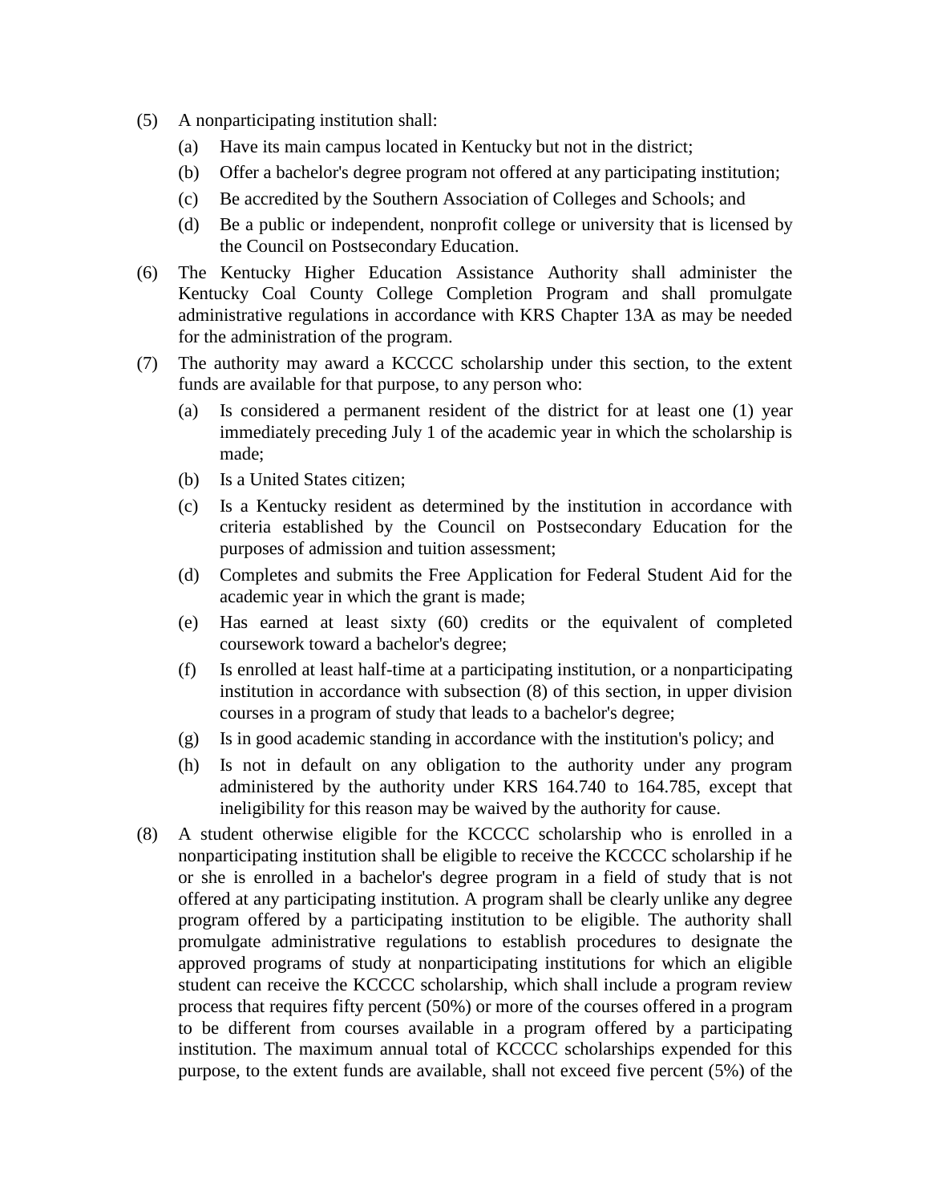(5) A nonparticipating institution shall:

(a) Have its main campus located in Kentucky but not in the district;

(b) Offer a bachelor's degree program not offered at any participating institution;

(c) Be accredited by the Southern Association of Colleges and Schools; and

(d) Be a public or independent, nonprofit college or university that is licensed by the Council on Postsecondary Education.

(6) The Kentucky Higher Education Assistance Authority shall administer the Kentucky Coal County College Completion Program and shall promulgate administrative regulations in accordance with KRS Chapter 13A as may be needed for the administration of the program.

(7) The authority may award a KCCCC scholarship under this section, to the extent funds are available for that purpose, to any person who:

(a) Is considered a permanent resident of the district for at least one (1) year immediately preceding July 1 of the academic year in which the scholarship is made;

(b) Is a United States citizen;

(c) Is a Kentucky resident as determined by the institution in accordance with criteria established by the Council on Postsecondary Education for the purposes of admission and tuition assessment;

(d) Completes and submits the Free Application for Federal Student Aid for the academic year in which the grant is made;

(e) Has earned at least sixty (60) credits or the equivalent of completed coursework toward a bachelor's degree;

(f) Is enrolled at least half-time at a participating institution, or a nonparticipating institution in accordance with subsection (8) of this section, in upper division courses in a program of study that leads to a bachelor's degree;

(g) Is in good academic standing in accordance with the institution's policy; and

(h) Is not in default on any obligation to the authority under any program administered by the authority under KRS 164.740 to 164.785, except that ineligibility for this reason may be waived by the authority for cause.

(8) A student otherwise eligible for the KCCCC scholarship who is enrolled in a nonparticipating institution shall be eligible to receive the KCCCC scholarship if he or she is enrolled in a bachelor's degree program in a field of study that is not offered at any participating institution. A program shall be clearly unlike any degree program offered by a participating institution to be eligible. The authority shall promulgate administrative regulations to establish procedures to designate the approved programs of study at nonparticipating institutions for which an eligible student can receive the KCCCC scholarship, which shall include a program review process that requires fifty percent (50%) or more of the courses offered in a program to be different from courses available in a program offered by a participating institution. The maximum annual total of KCCCC scholarships expended for this purpose, to the extent funds are available, shall not exceed five percent (5%) of the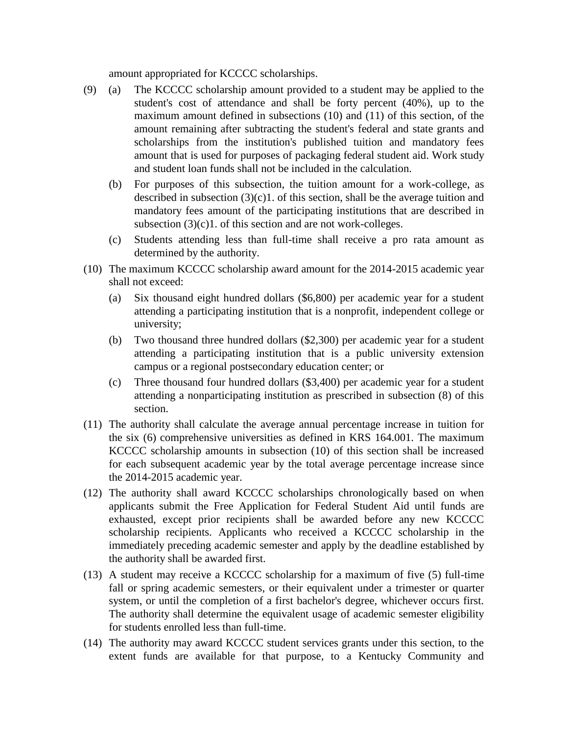amount appropriated for KCCCC scholarships.

(9) (a) The KCCCC scholarship amount provided to a student may be applied to the student's cost of attendance and shall be forty percent (40%), up to the maximum amount defined in subsections (10) and (11) of this section, of the amount remaining after subtracting the student's federal and state grants and scholarships from the institution's published tuition and mandatory fees amount that is used for purposes of packaging federal student aid. Work study and student loan funds shall not be included in the calculation.

(b) For purposes of this subsection, the tuition amount for a work-college, as described in subsection (3)(c)1. of this section, shall be the average tuition and mandatory fees amount of the participating institutions that are described in subsection (3)(c)1. of this section and are not work-colleges.

(c) Students attending less than full-time shall receive a pro rata amount as determined by the authority.

(10) The maximum KCCCC scholarship award amount for the 2014-2015 academic year shall not exceed:

(a) Six thousand eight hundred dollars ($6,800) per academic year for a student attending a participating institution that is a nonprofit, independent college or university;

(b) Two thousand three hundred dollars ($2,300) per academic year for a student attending a participating institution that is a public university extension campus or a regional postsecondary education center; or

(c) Three thousand four hundred dollars ($3,400) per academic year for a student attending a nonparticipating institution as prescribed in subsection (8) of this section.

(11) The authority shall calculate the average annual percentage increase in tuition for the six (6) comprehensive universities as defined in KRS 164.001. The maximum KCCCC scholarship amounts in subsection (10) of this section shall be increased for each subsequent academic year by the total average percentage increase since the 2014-2015 academic year.

(12) The authority shall award KCCCC scholarships chronologically based on when applicants submit the Free Application for Federal Student Aid until funds are exhausted, except prior recipients shall be awarded before any new KCCCC scholarship recipients. Applicants who received a KCCCC scholarship in the immediately preceding academic semester and apply by the deadline established by the authority shall be awarded first.

(13) A student may receive a KCCCC scholarship for a maximum of five (5) full-time fall or spring academic semesters, or their equivalent under a trimester or quarter system, or until the completion of a first bachelor's degree, whichever occurs first. The authority shall determine the equivalent usage of academic semester eligibility for students enrolled less than full-time.

(14) The authority may award KCCCC student services grants under this section, to the extent funds are available for that purpose, to a Kentucky Community and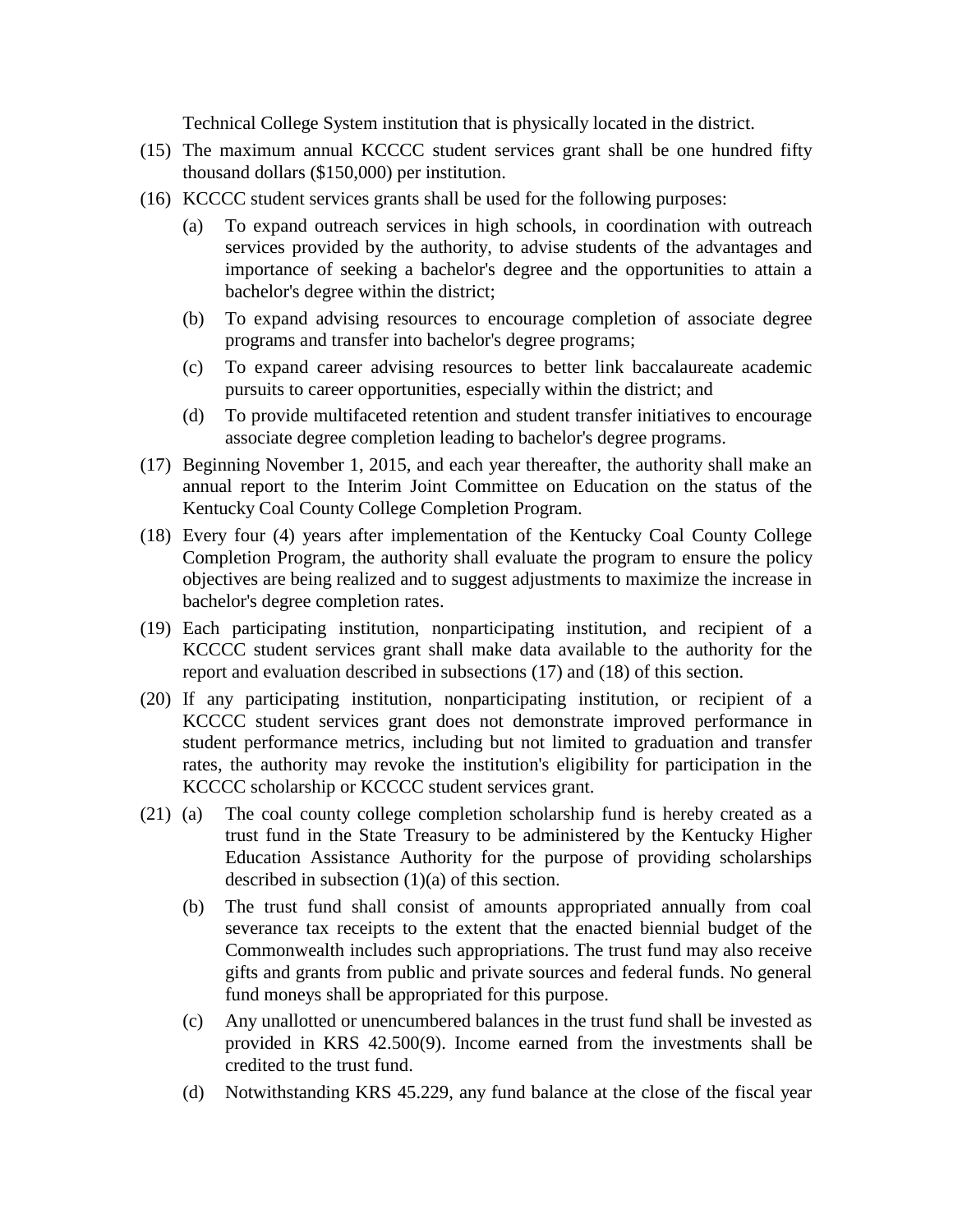Technical College System institution that is physically located in the district.

(15) The maximum annual KCCCC student services grant shall be one hundred fifty thousand dollars ($150,000) per institution.

(16) KCCCC student services grants shall be used for the following purposes:

(a) To expand outreach services in high schools, in coordination with outreach services provided by the authority, to advise students of the advantages and importance of seeking a bachelor's degree and the opportunities to attain a bachelor's degree within the district;

(b) To expand advising resources to encourage completion of associate degree programs and transfer into bachelor's degree programs;

(c) To expand career advising resources to better link baccalaureate academic pursuits to career opportunities, especially within the district; and

(d) To provide multifaceted retention and student transfer initiatives to encourage associate degree completion leading to bachelor's degree programs.

(17) Beginning November 1, 2015, and each year thereafter, the authority shall make an annual report to the Interim Joint Committee on Education on the status of the Kentucky Coal County College Completion Program.

(18) Every four (4) years after implementation of the Kentucky Coal County College Completion Program, the authority shall evaluate the program to ensure the policy objectives are being realized and to suggest adjustments to maximize the increase in bachelor's degree completion rates.

(19) Each participating institution, nonparticipating institution, and recipient of a KCCCC student services grant shall make data available to the authority for the report and evaluation described in subsections (17) and (18) of this section.

(20) If any participating institution, nonparticipating institution, or recipient of a KCCCC student services grant does not demonstrate improved performance in student performance metrics, including but not limited to graduation and transfer rates, the authority may revoke the institution's eligibility for participation in the KCCCC scholarship or KCCCC student services grant.

(21) (a) The coal county college completion scholarship fund is hereby created as a trust fund in the State Treasury to be administered by the Kentucky Higher Education Assistance Authority for the purpose of providing scholarships described in subsection (1)(a) of this section.

(b) The trust fund shall consist of amounts appropriated annually from coal severance tax receipts to the extent that the enacted biennial budget of the Commonwealth includes such appropriations. The trust fund may also receive gifts and grants from public and private sources and federal funds. No general fund moneys shall be appropriated for this purpose.

(c) Any unallotted or unencumbered balances in the trust fund shall be invested as provided in KRS 42.500(9). Income earned from the investments shall be credited to the trust fund.

(d) Notwithstanding KRS 45.229, any fund balance at the close of the fiscal year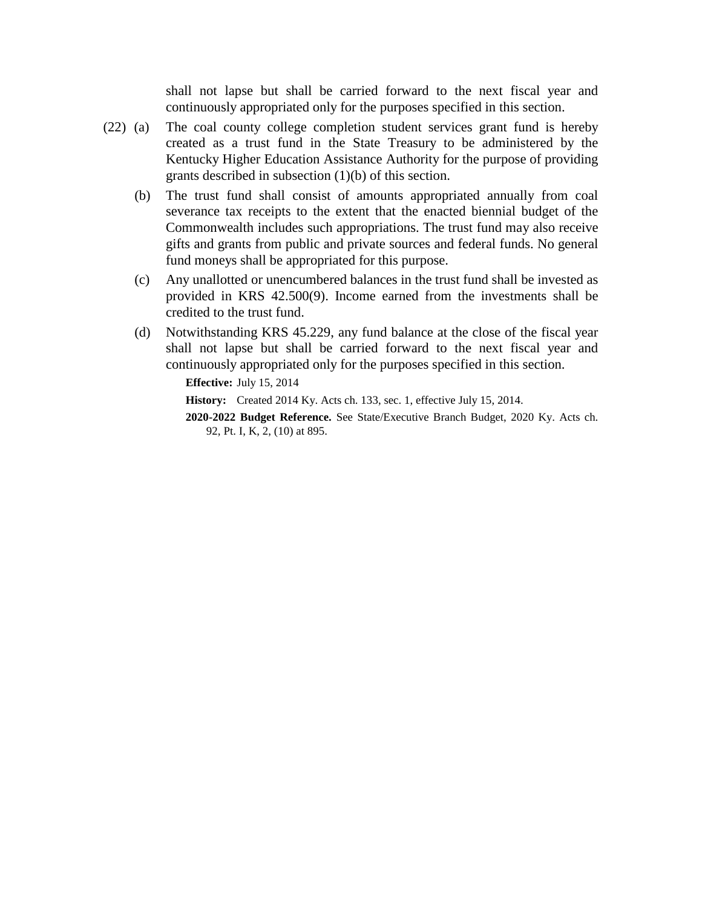shall not lapse but shall be carried forward to the next fiscal year and continuously appropriated only for the purposes specified in this section.

(22) (a) The coal county college completion student services grant fund is hereby created as a trust fund in the State Treasury to be administered by the Kentucky Higher Education Assistance Authority for the purpose of providing grants described in subsection (1)(b) of this section.

(b) The trust fund shall consist of amounts appropriated annually from coal severance tax receipts to the extent that the enacted biennial budget of the Commonwealth includes such appropriations. The trust fund may also receive gifts and grants from public and private sources and federal funds. No general fund moneys shall be appropriated for this purpose.

(c) Any unallotted or unencumbered balances in the trust fund shall be invested as provided in KRS 42.500(9). Income earned from the investments shall be credited to the trust fund.

(d) Notwithstanding KRS 45.229, any fund balance at the close of the fiscal year shall not lapse but shall be carried forward to the next fiscal year and continuously appropriated only for the purposes specified in this section.

**Effective:** July 15, 2014

**History:** Created 2014 Ky. Acts ch. 133, sec. 1, effective July 15, 2014.

**2020-2022 Budget Reference.** See State/Executive Branch Budget, 2020 Ky. Acts ch. 92, Pt. I, K, 2, (10) at 895.